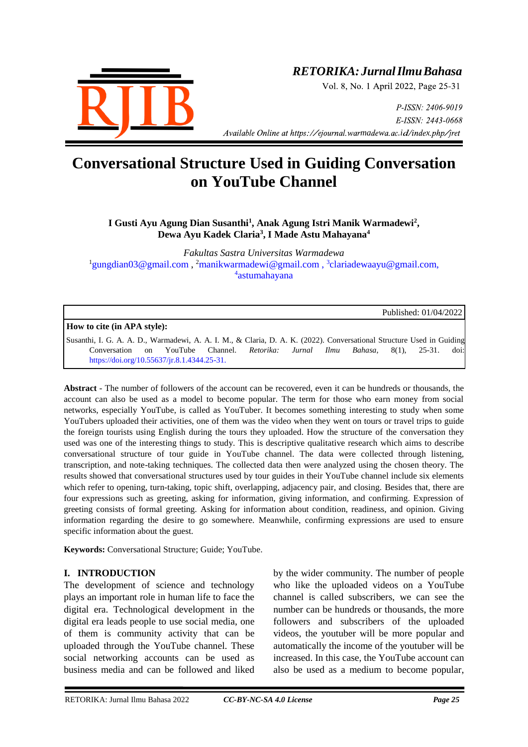# Conversational Structure Used in Guiding Conversation on YouTube Channel

**I Gusti Ayu Agung Dian Susanthi[1], Anak Agung Istri Manik Warmadewi[2], Dewa Ayu Kadek Claria[3], I Made Astu Mahayana[4]**

*Fakultas Sastra Universitas Warmadewa*

[1]gungdian03@gmail.com , [2]manikwarmadewi@gmail.com , [3]clariadewaayu@gmail.com, [4]astumahayana

Published: 01/04/2022

**How to cite (in APA style):**

Susanthi, I. G. A. A. D., Warmadewi, A. A. I. M., & Claria, D. A. K. (2022). Conversational Structure Used in Guiding Conversation on YouTube Channel. *Retorika: Jurnal Ilmu Bahasa*, 8(1), 25-31. doi: https://doi.org/10.55637/jr.8.1.4344.25-31.

**Abstract** - The number of followers of the account can be recovered, even it can be hundreds or thousands, the account can also be used as a model to become popular. The term for those who earn money from social networks, especially YouTube, is called as YouTuber. It becomes something interesting to study when some YouTubers uploaded their activities, one of them was the video when they went on tours or travel trips to guide the foreign tourists using English during the tours they uploaded. How the structure of the conversation they used was one of the interesting things to study. This is descriptive qualitative research which aims to describe conversational structure of tour guide in YouTube channel. The data were collected through listening, transcription, and note-taking techniques. The collected data then were analyzed using the chosen theory. The results showed that conversational structures used by tour guides in their YouTube channel include six elements which refer to opening, turn-taking, topic shift, overlapping, adjacency pair, and closing. Besides that, there are four expressions such as greeting, asking for information, giving information, and confirming. Expression of greeting consists of formal greeting. Asking for information about condition, readiness, and opinion. Giving information regarding the desire to go somewhere. Meanwhile, confirming expressions are used to ensure specific information about the guest.

**Keywords:** Conversational Structure; Guide; YouTube.

## I. INTRODUCTION

The development of science and technology plays an important role in human life to face the digital era. Technological development in the digital era leads people to use social media, one of them is community activity that can be uploaded through the YouTube channel. These social networking accounts can be used as business media and can be followed and liked by the wider community. The number of people who like the uploaded videos on a YouTube channel is called subscribers, we can see the number can be hundreds or thousands, the more followers and subscribers of the uploaded videos, the youtuber will be more popular and automatically the income of the youtuber will be increased. In this case, the YouTube account can also be used as a medium to become popular,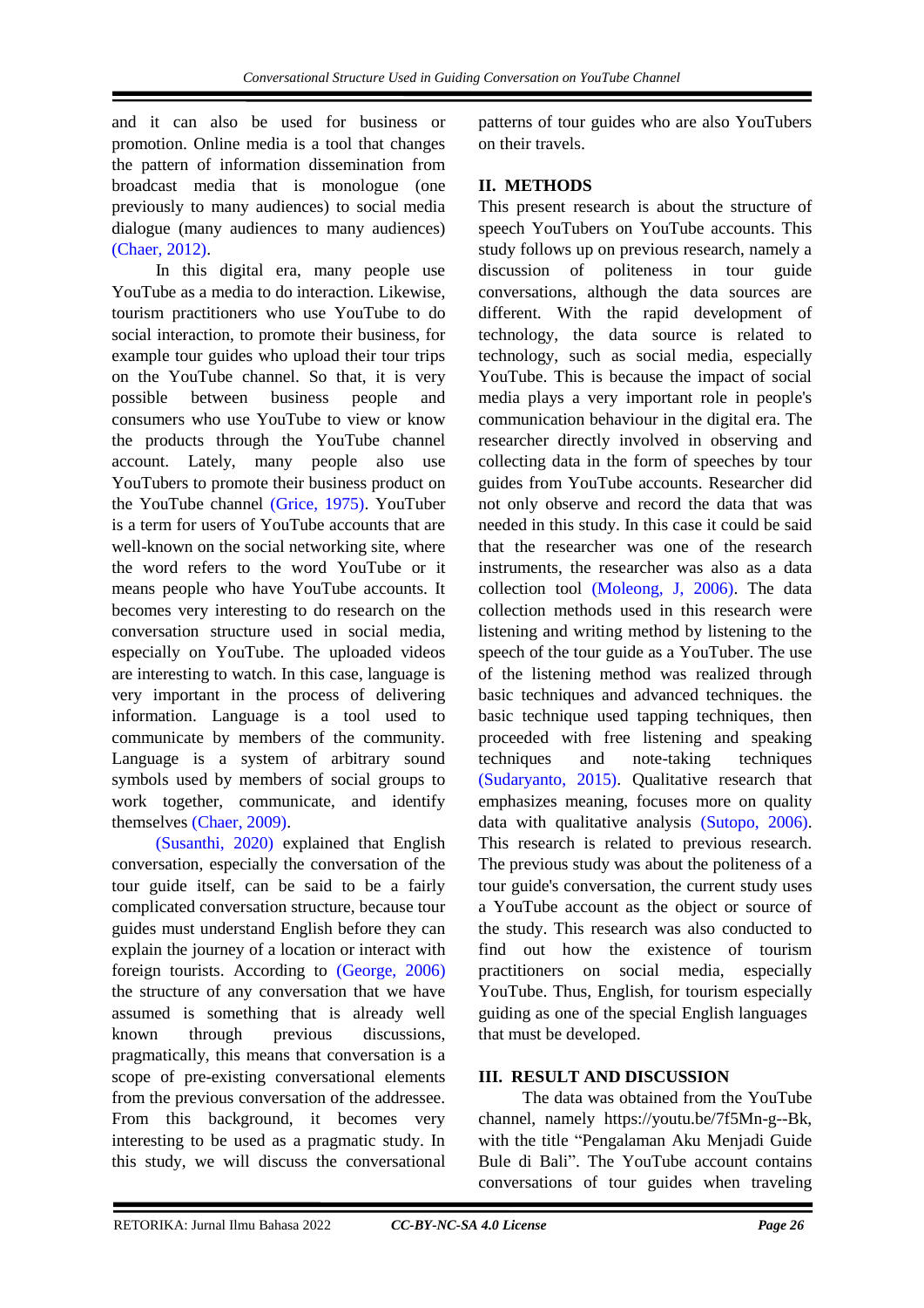and it can also be used for business or promotion. Online media is a tool that changes the pattern of information dissemination from broadcast media that is monologue (one previously to many audiences) to social media dialogue (many audiences to many audiences) (Chaer, 2012).

In this digital era, many people use YouTube as a media to do interaction. Likewise, tourism practitioners who use YouTube to do social interaction, to promote their business, for example tour guides who upload their tour trips on the YouTube channel. So that, it is very possible between business people and consumers who use YouTube to view or know the products through the YouTube channel account. Lately, many people also use YouTubers to promote their business product on the YouTube channel (Grice, 1975). YouTuber is a term for users of YouTube accounts that are well-known on the social networking site, where the word refers to the word YouTube or it means people who have YouTube accounts. It becomes very interesting to do research on the conversation structure used in social media, especially on YouTube. The uploaded videos are interesting to watch. In this case, language is very important in the process of delivering information. Language is a tool used to communicate by members of the community. Language is a system of arbitrary sound symbols used by members of social groups to work together, communicate, and identify themselves (Chaer, 2009).

(Susanthi, 2020) explained that English conversation, especially the conversation of the tour guide itself, can be said to be a fairly complicated conversation structure, because tour guides must understand English before they can explain the journey of a location or interact with foreign tourists. According to (George, 2006) the structure of any conversation that we have assumed is something that is already well known through previous discussions, pragmatically, this means that conversation is a scope of pre-existing conversational elements from the previous conversation of the addressee. From this background, it becomes very interesting to be used as a pragmatic study. In this study, we will discuss the conversational patterns of tour guides who are also YouTubers on their travels.

## II. METHODS

This present research is about the structure of speech YouTubers on YouTube accounts. This study follows up on previous research, namely a discussion of politeness in tour guide conversations, although the data sources are different. With the rapid development of technology, the data source is related to technology, such as social media, especially YouTube. This is because the impact of social media plays a very important role in people's communication behaviour in the digital era. The researcher directly involved in observing and collecting data in the form of speeches by tour guides from YouTube accounts. Researcher did not only observe and record the data that was needed in this study. In this case it could be said that the researcher was one of the research instruments, the researcher was also as a data collection tool (Moleong, J, 2006). The data collection methods used in this research were listening and writing method by listening to the speech of the tour guide as a YouTuber. The use of the listening method was realized through basic techniques and advanced techniques. the basic technique used tapping techniques, then proceeded with free listening and speaking techniques and note-taking techniques (Sudaryanto, 2015). Qualitative research that emphasizes meaning, focuses more on quality data with qualitative analysis (Sutopo, 2006). This research is related to previous research. The previous study was about the politeness of a tour guide's conversation, the current study uses a YouTube account as the object or source of the study. This research was also conducted to find out how the existence of tourism practitioners on social media, especially YouTube. Thus, English, for tourism especially guiding as one of the special English languages that must be developed.

## III. RESULT AND DISCUSSION

The data was obtained from the YouTube channel, namely https://youtu.be/7f5Mn-g--Bk, with the title "Pengalaman Aku Menjadi Guide Bule di Bali". The YouTube account contains conversations of tour guides when traveling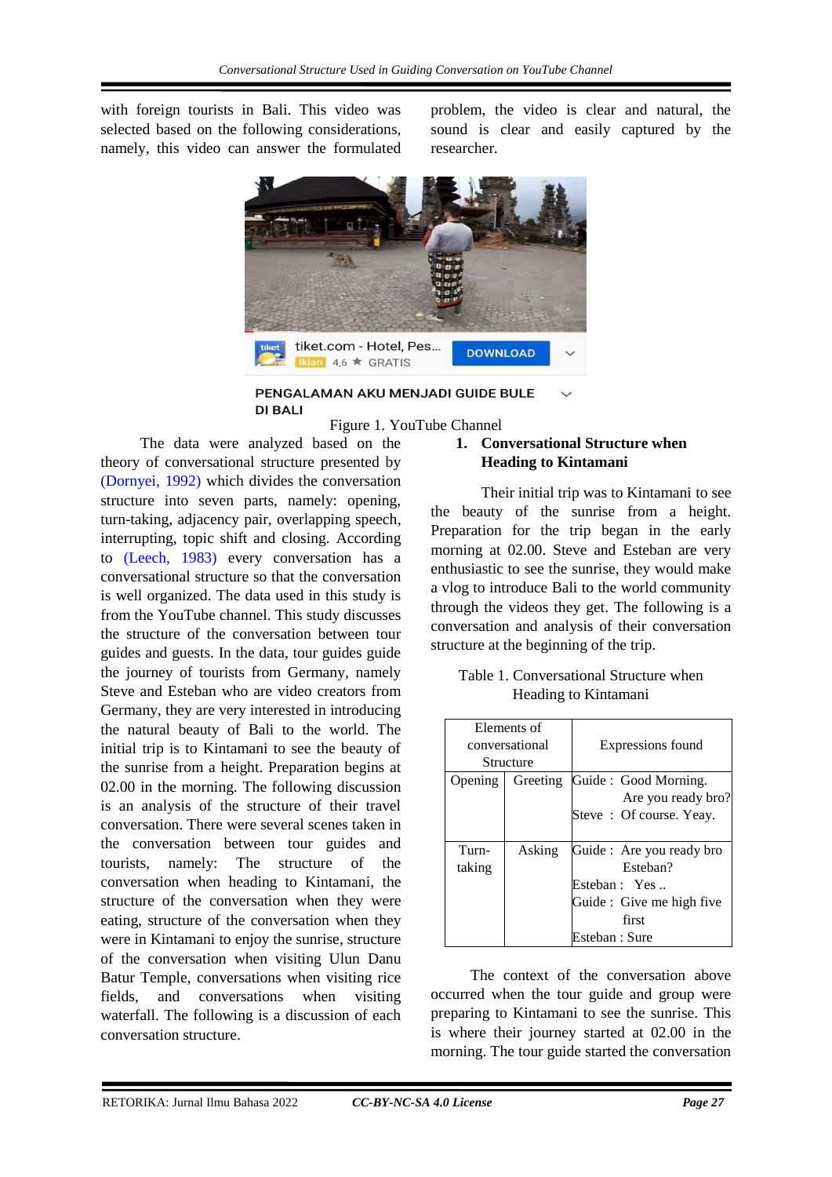with foreign tourists in Bali. This video was selected based on the following considerations, namely, this video can answer the formulated problem, the video is clear and natural, the sound is clear and easily captured by the researcher.

Figure 1. YouTube Channel

The data were analyzed based on the theory of conversational structure presented by (Dornyei, 1992) which divides the conversation structure into seven parts, namely: opening, turn-taking, adjacency pair, overlapping speech, interrupting, topic shift and closing. According to (Leech, 1983) every conversation has a conversational structure so that the conversation is well organized. The data used in this study is from the YouTube channel. This study discusses the structure of the conversation between tour guides and guests. In the data, tour guides guide the journey of tourists from Germany, namely Steve and Esteban who are video creators from Germany, they are very interested in introducing the natural beauty of Bali to the world. The initial trip is to Kintamani to see the beauty of the sunrise from a height. Preparation begins at 02.00 in the morning. The following discussion is an analysis of the structure of their travel conversation. There were several scenes taken in the conversation between tour guides and tourists, namely: The structure of the conversation when heading to Kintamani, the structure of the conversation when they were eating, structure of the conversation when they were in Kintamani to enjoy the sunrise, structure of the conversation when visiting Ulun Danu Batur Temple, conversations when visiting rice fields, and conversations when visiting waterfall. The following is a discussion of each conversation structure.

## 1. Conversational Structure when Heading to Kintamani

Their initial trip was to Kintamani to see the beauty of the sunrise from a height. Preparation for the trip began in the early morning at 02.00. Steve and Esteban are very enthusiastic to see the sunrise, they would make a vlog to introduce Bali to the world community through the videos they get. The following is a conversation and analysis of their conversation structure at the beginning of the trip.

Table 1. Conversational Structure when Heading to Kintamani

| Elements of conversational Structure | | Expressions found |
|---|---|---|
| Opening | Greeting | Guide : Good Morning. Are you ready bro?<br>Steve : Of course. Yeay. |
| Turn-taking | Asking | Guide : Are you ready bro Esteban?<br>Esteban : Yes ..<br>Guide : Give me high five first<br>Esteban : Sure |

The context of the conversation above occurred when the tour guide and group were preparing to Kintamani to see the sunrise. This is where their journey started at 02.00 in the morning. The tour guide started the conversation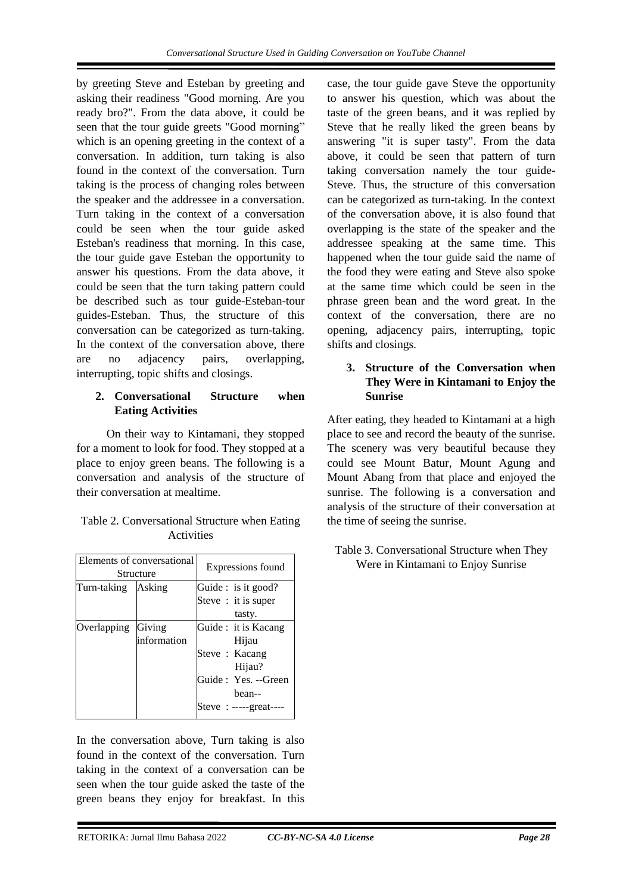by greeting Steve and Esteban by greeting and asking their readiness "Good morning. Are you ready bro?". From the data above, it could be seen that the tour guide greets "Good morning" which is an opening greeting in the context of a conversation. In addition, turn taking is also found in the context of the conversation. Turn taking is the process of changing roles between the speaker and the addressee in a conversation. Turn taking in the context of a conversation could be seen when the tour guide asked Esteban's readiness that morning. In this case, the tour guide gave Esteban the opportunity to answer his questions. From the data above, it could be seen that the turn taking pattern could be described such as tour guide-Esteban-tour guides-Esteban. Thus, the structure of this conversation can be categorized as turn-taking. In the context of the conversation above, there are no adjacency pairs, overlapping, interrupting, topic shifts and closings.

### 2. Conversational Structure when Eating Activities

On their way to Kintamani, they stopped for a moment to look for food. They stopped at a place to enjoy green beans. The following is a conversation and analysis of the structure of their conversation at mealtime.

Table 2. Conversational Structure when Eating Activities

| Elements of conversational Structure | | Expressions found |
|---|---|---|
| Turn-taking | Asking | Guide : is it good?<br>Steve : it is super tasty. |
| Overlapping | Giving information | Guide : it is Kacang Hijau<br>Steve : Kacang Hijau?<br>Guide : Yes. --Green bean--<br>Steve : -----great---- |

In the conversation above, Turn taking is also found in the context of the conversation. Turn taking in the context of a conversation can be seen when the tour guide asked the taste of the green beans they enjoy for breakfast. In this case, the tour guide gave Steve the opportunity to answer his question, which was about the taste of the green beans, and it was replied by Steve that he really liked the green beans by answering "it is super tasty". From the data above, it could be seen that pattern of turn taking conversation namely the tour guide-Steve. Thus, the structure of this conversation can be categorized as turn-taking. In the context of the conversation above, it is also found that overlapping is the state of the speaker and the addressee speaking at the same time. This happened when the tour guide said the name of the food they were eating and Steve also spoke at the same time which could be seen in the phrase green bean and the word great. In the context of the conversation, there are no opening, adjacency pairs, interrupting, topic shifts and closings.

### 3. Structure of the Conversation when They Were in Kintamani to Enjoy the Sunrise

After eating, they headed to Kintamani at a high place to see and record the beauty of the sunrise. The scenery was very beautiful because they could see Mount Batur, Mount Agung and Mount Abang from that place and enjoyed the sunrise. The following is a conversation and analysis of the structure of their conversation at the time of seeing the sunrise.

Table 3. Conversational Structure when They Were in Kintamani to Enjoy Sunrise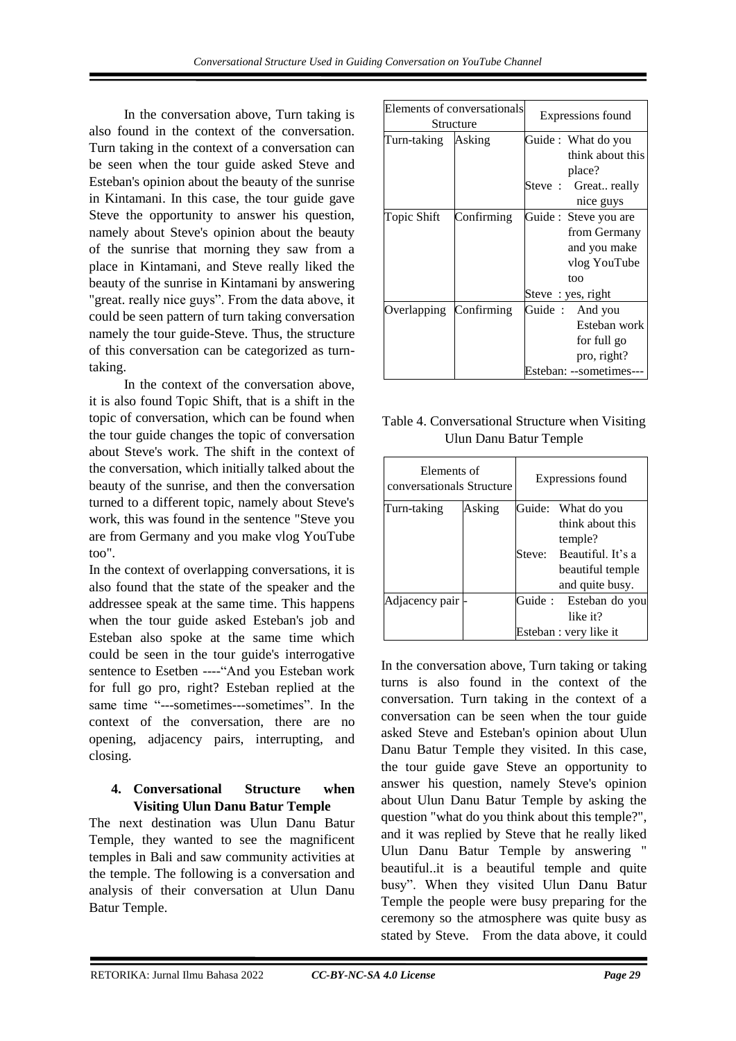In the conversation above, Turn taking is also found in the context of the conversation. Turn taking in the context of a conversation can be seen when the tour guide asked Steve and Esteban's opinion about the beauty of the sunrise in Kintamani. In this case, the tour guide gave Steve the opportunity to answer his question, namely about Steve's opinion about the beauty of the sunrise that morning they saw from a place in Kintamani, and Steve really liked the beauty of the sunrise in Kintamani by answering "great. really nice guys". From the data above, it could be seen pattern of turn taking conversation namely the tour guide-Steve. Thus, the structure of this conversation can be categorized as turn-taking.

In the context of the conversation above, it is also found Topic Shift, that is a shift in the topic of conversation, which can be found when the tour guide changes the topic of conversation about Steve's work. The shift in the context of the conversation, which initially talked about the beauty of the sunrise, and then the conversation turned to a different topic, namely about Steve's work, this was found in the sentence "Steve you are from Germany and you make vlog YouTube too".

In the context of overlapping conversations, it is also found that the state of the speaker and the addressee speak at the same time. This happens when the tour guide asked Esteban's job and Esteban also spoke at the same time which could be seen in the tour guide's interrogative sentence to Esetben ----"And you Esteban work for full go pro, right? Esteban replied at the same time "---sometimes---sometimes". In the context of the conversation, there are no opening, adjacency pairs, interrupting, and closing.

| Elements of conversationals Structure | | Expressions found |
|---|---|---|
| Turn-taking | Asking | Guide : What do you think about this place?<br>Steve : Great.. really nice guys |
| Topic Shift | Confirming | Guide : Steve you are from Germany and you make vlog YouTube too<br>Steve : yes, right |
| Overlapping | Confirming | Guide : And you Esteban work for full go pro, right?<br>Esteban: --sometimes--- |

### 4. Conversational Structure when Visiting Ulun Danu Batur Temple

The next destination was Ulun Danu Batur Temple, they wanted to see the magnificent temples in Bali and saw community activities at the temple. The following is a conversation and analysis of their conversation at Ulun Danu Batur Temple.

Table 4. Conversational Structure when Visiting Ulun Danu Batur Temple

| Elements of conversationals Structure | | Expressions found |
|---|---|---|
| Turn-taking | Asking | Guide: What do you think about this temple?<br>Steve: Beautiful. It's a beautiful temple and quite busy. |
| Adjacency pair | - | Guide : Esteban do you like it?<br>Esteban : very like it |

In the conversation above, Turn taking or taking turns is also found in the context of the conversation. Turn taking in the context of a conversation can be seen when the tour guide asked Steve and Esteban's opinion about Ulun Danu Batur Temple they visited. In this case, the tour guide gave Steve an opportunity to answer his question, namely Steve's opinion about Ulun Danu Batur Temple by asking the question "what do you think about this temple?", and it was replied by Steve that he really liked Ulun Danu Batur Temple by answering " beautiful..it is a beautiful temple and quite busy". When they visited Ulun Danu Batur Temple the people were busy preparing for the ceremony so the atmosphere was quite busy as stated by Steve. From the data above, it could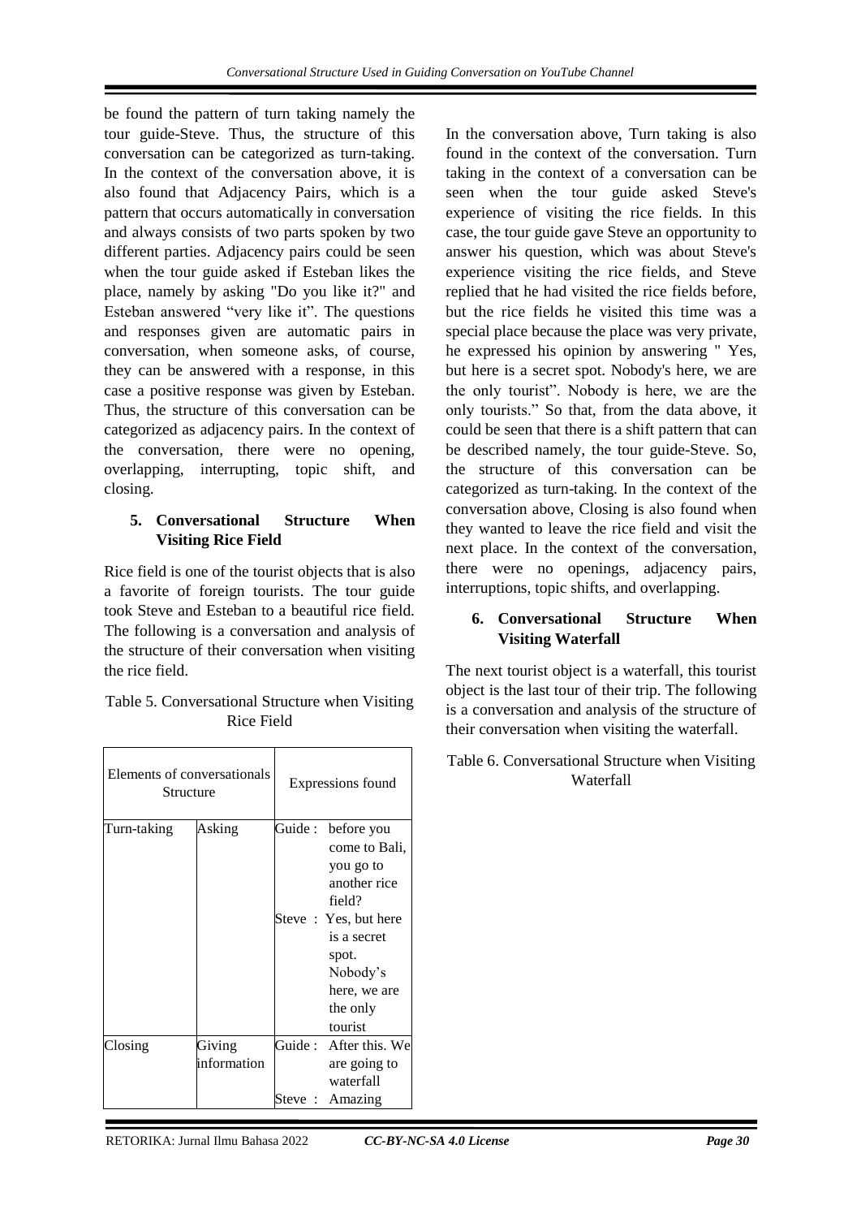be found the pattern of turn taking namely the tour guide-Steve. Thus, the structure of this conversation can be categorized as turn-taking. In the context of the conversation above, it is also found that Adjacency Pairs, which is a pattern that occurs automatically in conversation and always consists of two parts spoken by two different parties. Adjacency pairs could be seen when the tour guide asked if Esteban likes the place, namely by asking "Do you like it?" and Esteban answered "very like it". The questions and responses given are automatic pairs in conversation, when someone asks, of course, they can be answered with a response, in this case a positive response was given by Esteban. Thus, the structure of this conversation can be categorized as adjacency pairs. In the context of the conversation, there were no opening, overlapping, interrupting, topic shift, and closing.

### 5. Conversational Structure When Visiting Rice Field

Rice field is one of the tourist objects that is also a favorite of foreign tourists. The tour guide took Steve and Esteban to a beautiful rice field. The following is a conversation and analysis of the structure of their conversation when visiting the rice field.

Table 5. Conversational Structure when Visiting Rice Field

| Elements of conversationals Structure | | Expressions found |
|---|---|---|
| Turn-taking | Asking | Guide : before you come to Bali, you go to another rice field?<br>Steve : Yes, but here is a secret spot. Nobody's here, we are the only tourist |
| Closing | Giving information | Guide : After this. We are going to waterfall<br>Steve : Amazing |

In the conversation above, Turn taking is also found in the context of the conversation. Turn taking in the context of a conversation can be seen when the tour guide asked Steve's experience of visiting the rice fields. In this case, the tour guide gave Steve an opportunity to answer his question, which was about Steve's experience visiting the rice fields, and Steve replied that he had visited the rice fields before, but the rice fields he visited this time was a special place because the place was very private, he expressed his opinion by answering " Yes, but here is a secret spot. Nobody's here, we are the only tourist". Nobody is here, we are the only tourists." So that, from the data above, it could be seen that there is a shift pattern that can be described namely, the tour guide-Steve. So, the structure of this conversation can be categorized as turn-taking. In the context of the conversation above, Closing is also found when they wanted to leave the rice field and visit the next place. In the context of the conversation, there were no openings, adjacency pairs, interruptions, topic shifts, and overlapping.

### 6. Conversational Structure When Visiting Waterfall

The next tourist object is a waterfall, this tourist object is the last tour of their trip. The following is a conversation and analysis of the structure of their conversation when visiting the waterfall.

Table 6. Conversational Structure when Visiting Waterfall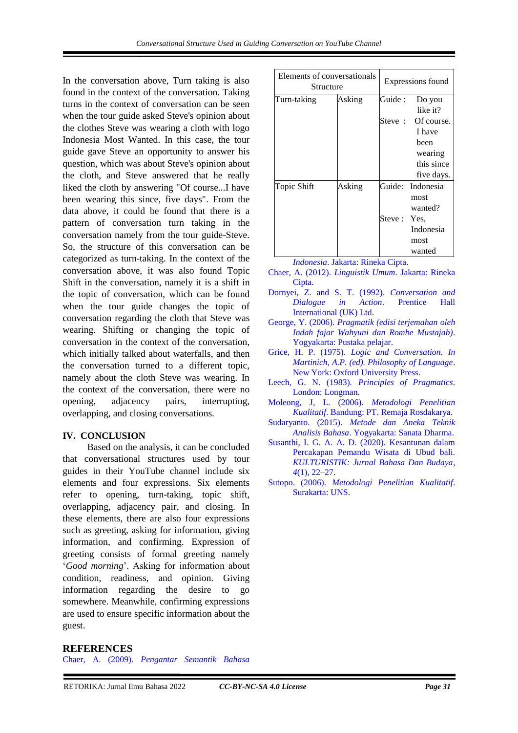In the conversation above, Turn taking is also found in the context of the conversation. Taking turns in the context of conversation can be seen when the tour guide asked Steve's opinion about the clothes Steve was wearing a cloth with logo Indonesia Most Wanted. In this case, the tour guide gave Steve an opportunity to answer his question, which was about Steve's opinion about the cloth, and Steve answered that he really liked the cloth by answering "Of course...I have been wearing this since, five days". From the data above, it could be found that there is a pattern of conversation turn taking in the conversation namely from the tour guide-Steve. So, the structure of this conversation can be categorized as turn-taking. In the context of the conversation above, it was also found Topic Shift in the conversation, namely it is a shift in the topic of conversation, which can be found when the tour guide changes the topic of conversation regarding the cloth that Steve was wearing. Shifting or changing the topic of conversation in the context of the conversation, which initially talked about waterfalls, and then the conversation turned to a different topic, namely about the cloth Steve was wearing. In the context of the conversation, there were no opening, adjacency pairs, interrupting, overlapping, and closing conversations.

| Elements of conversationals Structure | | Expressions found |
|---|---|---|
| Turn-taking | Asking | Guide : Do you like it?<br>Steve : Of course. I have been wearing this since five days. |
| Topic Shift | Asking | Guide: Indonesia most wanted?<br>Steve : Yes, Indonesia most wanted |

## IV. CONCLUSION

Based on the analysis, it can be concluded that conversational structures used by tour guides in their YouTube channel include six elements and four expressions. Six elements refer to opening, turn-taking, topic shift, overlapping, adjacency pair, and closing. In these elements, there are also four expressions such as greeting, asking for information, giving information, and confirming. Expression of greeting consists of formal greeting namely '*Good morning*'. Asking for information about condition, readiness, and opinion. Giving information regarding the desire to go somewhere. Meanwhile, confirming expressions are used to ensure specific information about the guest.

## REFERENCES

Chaer, A. (2009). *Pengantar Semantik Bahasa Indonesia*. Jakarta: Rineka Cipta.

Chaer, A. (2012). *Linguistik Umum*. Jakarta: Rineka Cipta.

Dornyei, Z. and S. T. (1992). *Conversation and Dialogue in Action*. Prentice Hall International (UK) Ltd.

George, Y. (2006). *Pragmatik (edisi terjemahan oleh Indah fajar Wahyuni dan Rombe Mustajab)*. Yogyakarta: Pustaka pelajar.

Grice, H. P. (1975). *Logic and Conversation. In Martinich, A.P. (ed). Philosophy of Language*. New York: Oxford University Press.

Leech, G. N. (1983). *Principles of Pragmatics*. London: Longman.

Moleong, J, L. (2006). *Metodologi Penelitian Kualitatif*. Bandung: PT. Remaja Rosdakarya.

Sudaryanto. (2015). *Metode dan Aneka Teknik Analisis Bahasa*. Yogyakarta: Sanata Dharma.

Susanthi, I. G. A. A. D. (2020). Kesantunan dalam Percakapan Pemandu Wisata di Ubud bali. *KULTURISTIK: Jurnal Bahasa Dan Budaya*, *4*(1), 22–27.

Sutopo. (2006). *Metodologi Penelitian Kualitatif*. Surakarta: UNS.